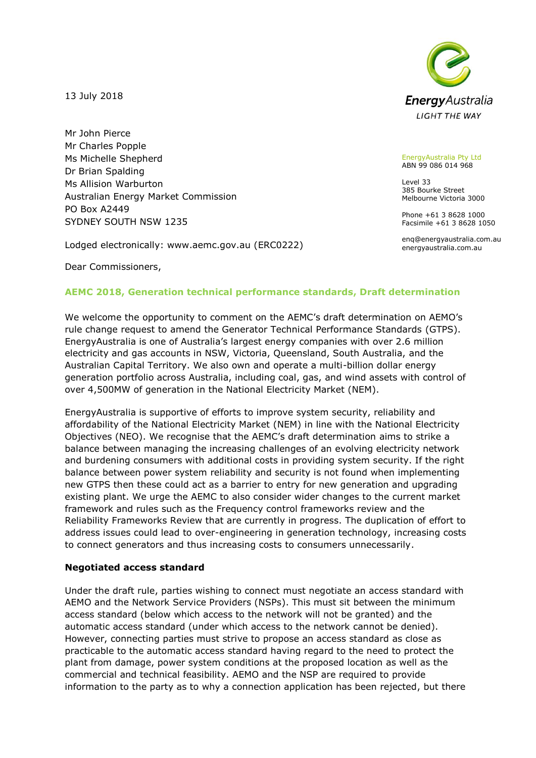13 July 2018

EnergyAustralia
LIGHT THE WAY

EnergyAustralia Pty Ltd
ABN 99 086 014 968

Level 33
385 Bourke Street
Melbourne Victoria 3000

Phone +61 3 8628 1000
Facsimile +61 3 8628 1050

enq@energyaustralia.com.au
energyaustralia.com.au

Mr John Pierce
Mr Charles Popple
Ms Michelle Shepherd
Dr Brian Spalding
Ms Allision Warburton
Australian Energy Market Commission
PO Box A2449
SYDNEY SOUTH NSW 1235

Lodged electronically: www.aemc.gov.au (ERC0222)

Dear Commissioners,

**AEMC 2018, Generation technical performance standards, Draft determination**

We welcome the opportunity to comment on the AEMC's draft determination on AEMO's rule change request to amend the Generator Technical Performance Standards (GTPS). EnergyAustralia is one of Australia's largest energy companies with over 2.6 million electricity and gas accounts in NSW, Victoria, Queensland, South Australia, and the Australian Capital Territory. We also own and operate a multi-billion dollar energy generation portfolio across Australia, including coal, gas, and wind assets with control of over 4,500MW of generation in the National Electricity Market (NEM).

EnergyAustralia is supportive of efforts to improve system security, reliability and affordability of the National Electricity Market (NEM) in line with the National Electricity Objectives (NEO). We recognise that the AEMC's draft determination aims to strike a balance between managing the increasing challenges of an evolving electricity network and burdening consumers with additional costs in providing system security. If the right balance between power system reliability and security is not found when implementing new GTPS then these could act as a barrier to entry for new generation and upgrading existing plant. We urge the AEMC to also consider wider changes to the current market framework and rules such as the Frequency control frameworks review and the Reliability Frameworks Review that are currently in progress. The duplication of effort to address issues could lead to over-engineering in generation technology, increasing costs to connect generators and thus increasing costs to consumers unnecessarily.

**Negotiated access standard**

Under the draft rule, parties wishing to connect must negotiate an access standard with AEMO and the Network Service Providers (NSPs). This must sit between the minimum access standard (below which access to the network will not be granted) and the automatic access standard (under which access to the network cannot be denied). However, connecting parties must strive to propose an access standard as close as practicable to the automatic access standard having regard to the need to protect the plant from damage, power system conditions at the proposed location as well as the commercial and technical feasibility. AEMO and the NSP are required to provide information to the party as to why a connection application has been rejected, but there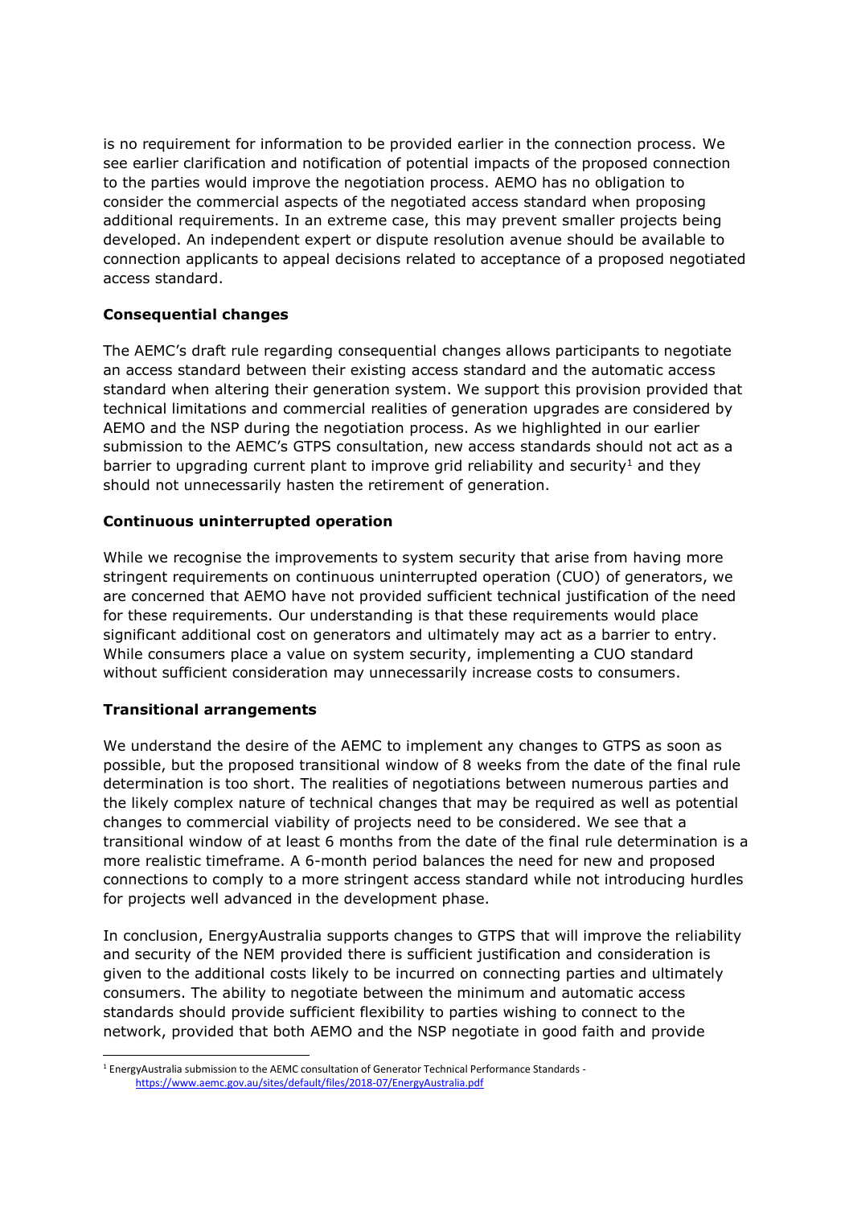is no requirement for information to be provided earlier in the connection process. We see earlier clarification and notification of potential impacts of the proposed connection to the parties would improve the negotiation process. AEMO has no obligation to consider the commercial aspects of the negotiated access standard when proposing additional requirements. In an extreme case, this may prevent smaller projects being developed. An independent expert or dispute resolution avenue should be available to connection applicants to appeal decisions related to acceptance of a proposed negotiated access standard.

**Consequential changes**

The AEMC's draft rule regarding consequential changes allows participants to negotiate an access standard between their existing access standard and the automatic access standard when altering their generation system. We support this provision provided that technical limitations and commercial realities of generation upgrades are considered by AEMO and the NSP during the negotiation process. As we highlighted in our earlier submission to the AEMC's GTPS consultation, new access standards should not act as a barrier to upgrading current plant to improve grid reliability and security[1] and they should not unnecessarily hasten the retirement of generation.

**Continuous uninterrupted operation**

While we recognise the improvements to system security that arise from having more stringent requirements on continuous uninterrupted operation (CUO) of generators, we are concerned that AEMO have not provided sufficient technical justification of the need for these requirements. Our understanding is that these requirements would place significant additional cost on generators and ultimately may act as a barrier to entry. While consumers place a value on system security, implementing a CUO standard without sufficient consideration may unnecessarily increase costs to consumers.

**Transitional arrangements**

We understand the desire of the AEMC to implement any changes to GTPS as soon as possible, but the proposed transitional window of 8 weeks from the date of the final rule determination is too short. The realities of negotiations between numerous parties and the likely complex nature of technical changes that may be required as well as potential changes to commercial viability of projects need to be considered. We see that a transitional window of at least 6 months from the date of the final rule determination is a more realistic timeframe. A 6-month period balances the need for new and proposed connections to comply to a more stringent access standard while not introducing hurdles for projects well advanced in the development phase.

In conclusion, EnergyAustralia supports changes to GTPS that will improve the reliability and security of the NEM provided there is sufficient justification and consideration is given to the additional costs likely to be incurred on connecting parties and ultimately consumers. The ability to negotiate between the minimum and automatic access standards should provide sufficient flexibility to parties wishing to connect to the network, provided that both AEMO and the NSP negotiate in good faith and provide

[1] EnergyAustralia submission to the AEMC consultation of Generator Technical Performance Standards - https://www.aemc.gov.au/sites/default/files/2018-07/EnergyAustralia.pdf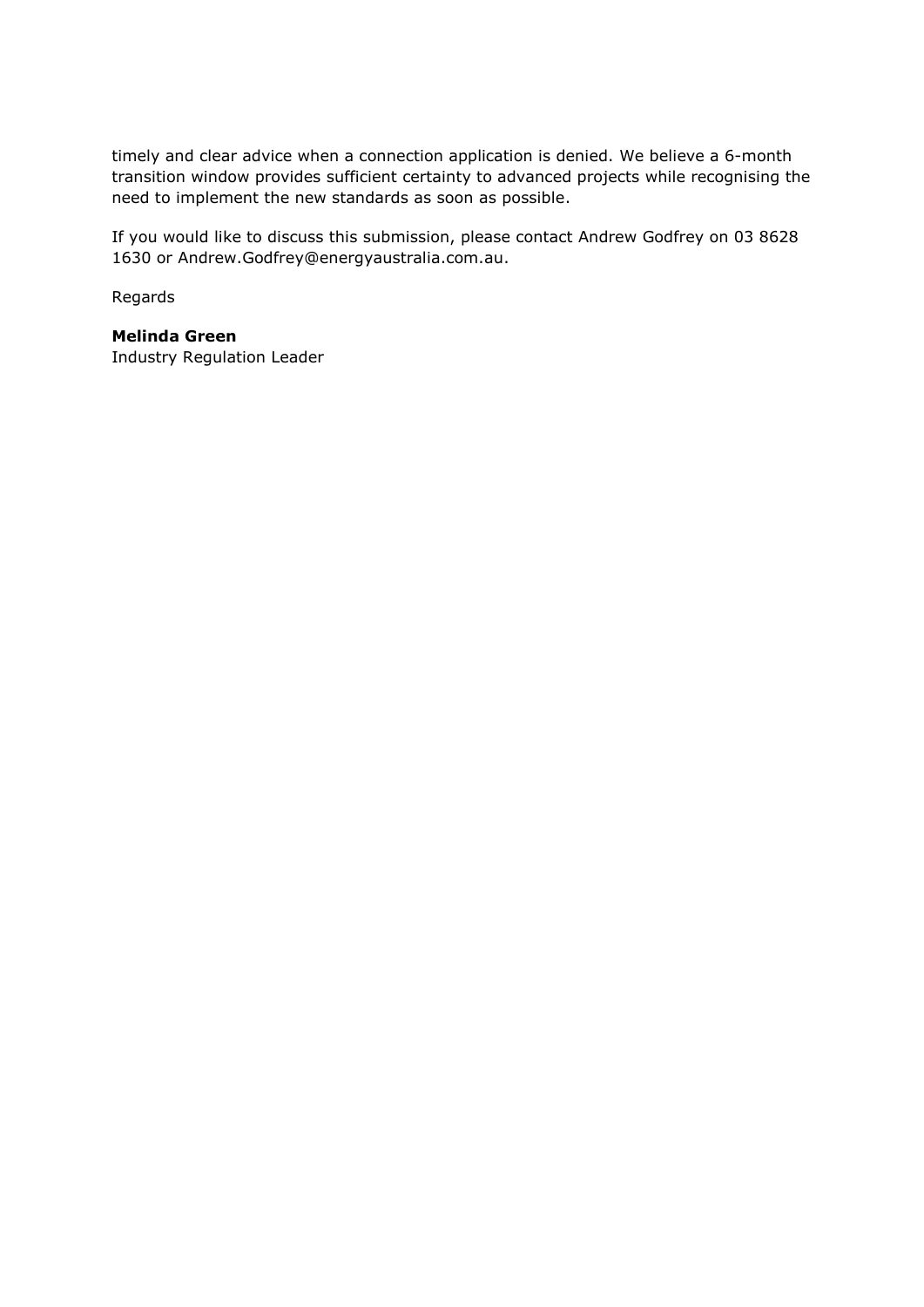timely and clear advice when a connection application is denied. We believe a 6-month transition window provides sufficient certainty to advanced projects while recognising the need to implement the new standards as soon as possible.

If you would like to discuss this submission, please contact Andrew Godfrey on 03 8628 1630 or Andrew.Godfrey@energyaustralia.com.au.

Regards

**Melinda Green**
Industry Regulation Leader